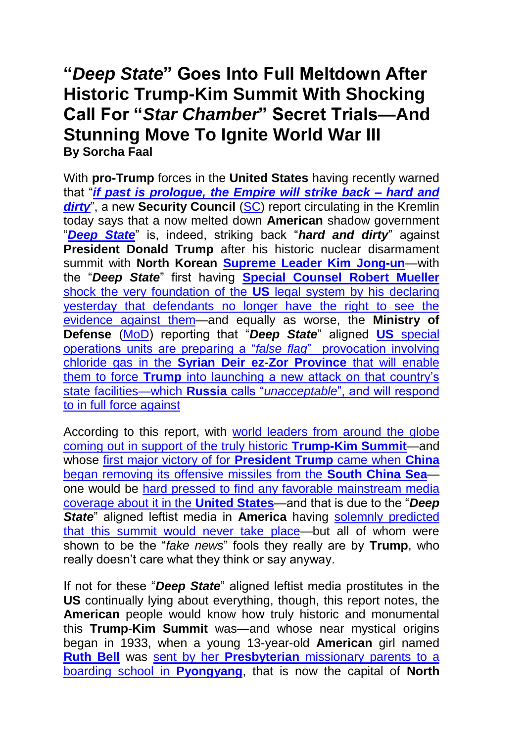# "*Deep State*" Goes Into Full Meltdown After Historic Trump-Kim Summit With Shocking Call For "*Star Chamber*" Secret Trials—And Stunning Move To Ignite World War III

**By Sorcha Faal**

With **pro-Trump** forces in the **United States** having recently warned that "***if past is prologue, the Empire will strike back – hard and dirty***", a new **Security Council** (SC) report circulating in the Kremlin today says that a now melted down **American** shadow government "***Deep State***" is, indeed, striking back "***hard and dirty***" against **President Donald Trump** after his historic nuclear disarmament summit with **North Korean** **Supreme Leader Kim Jong-un**—with the "***Deep State***" first having **Special Counsel Robert Mueller** shock the very foundation of the **US** legal system by his declaring yesterday that defendants no longer have the right to see the evidence against them—and equally as worse, the **Ministry of Defense** (MoD) reporting that "***Deep State***" aligned **US** special operations units are preparing a "*false flag*" provocation involving chloride gas in the **Syrian Deir ez-Zor Province** that will enable them to force **Trump** into launching a new attack on that country's state facilities—which **Russia** calls "*unacceptable*", and will respond to in full force against

According to this report, with world leaders from around the globe coming out in support of the truly historic **Trump-Kim Summit**—and whose first major victory of for **President Trump** came when **China** began removing its offensive missiles from the **South China Sea**—one would be hard pressed to find any favorable mainstream media coverage about it in the **United States**—and that is due to the "***Deep State***" aligned leftist media in **America** having solemnly predicted that this summit would never take place—but all of whom were shown to be the "*fake news*" fools they really are by **Trump**, who really doesn't care what they think or say anyway.

If not for these "***Deep State***" aligned leftist media prostitutes in the **US** continually lying about everything, though, this report notes, the **American** people would know how truly historic and monumental this **Trump-Kim Summit** was—and whose near mystical origins began in 1933, when a young 13-year-old **American** girl named **Ruth Bell** was sent by her **Presbyterian** missionary parents to a boarding school in **Pyongyang**, that is now the capital of **North**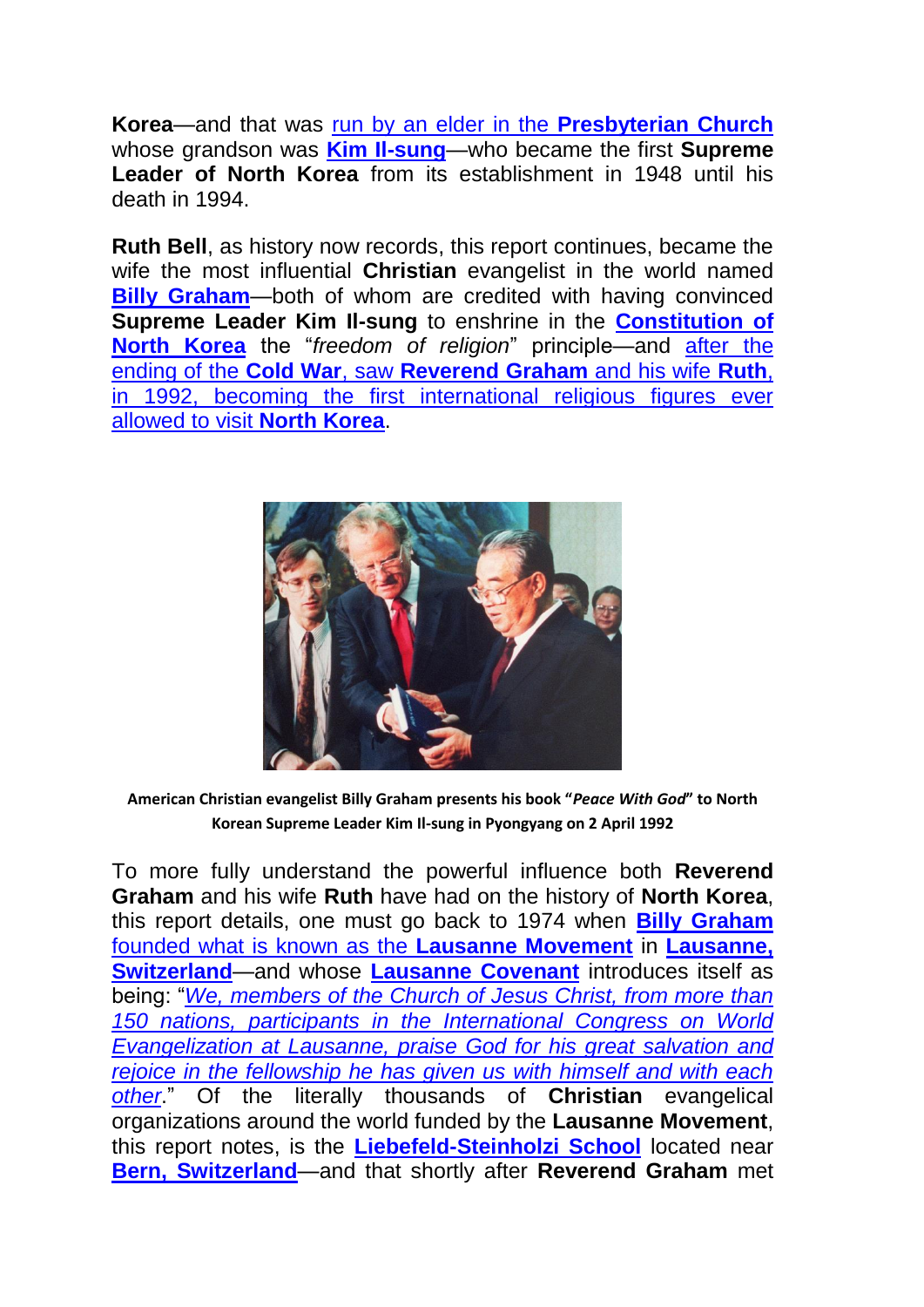**Korea**—and that was run by an elder in the **Presbyterian Church** whose grandson was **Kim Il-sung**—who became the first **Supreme Leader of North Korea** from its establishment in 1948 until his death in 1994.

**Ruth Bell**, as history now records, this report continues, became the wife the most influential **Christian** evangelist in the world named **Billy Graham**—both of whom are credited with having convinced **Supreme Leader Kim Il-sung** to enshrine in the **Constitution of North Korea** the "*freedom of religion*" principle—and after the ending of the **Cold War**, saw **Reverend Graham** and his wife **Ruth**, in 1992, becoming the first international religious figures ever allowed to visit **North Korea**.

**American Christian evangelist Billy Graham presents his book "*Peace With God*" to North Korean Supreme Leader Kim Il-sung in Pyongyang on 2 April 1992**

To more fully understand the powerful influence both **Reverend Graham** and his wife **Ruth** have had on the history of **North Korea**, this report details, one must go back to 1974 when **Billy Graham** founded what is known as the **Lausanne Movement** in **Lausanne, Switzerland**—and whose **Lausanne Covenant** introduces itself as being: "*We, members of the Church of Jesus Christ, from more than 150 nations, participants in the International Congress on World Evangelization at Lausanne, praise God for his great salvation and rejoice in the fellowship he has given us with himself and with each other*." Of the literally thousands of **Christian** evangelical organizations around the world funded by the **Lausanne Movement**, this report notes, is the **Liebefeld-Steinholzi School** located near **Bern, Switzerland**—and that shortly after **Reverend Graham** met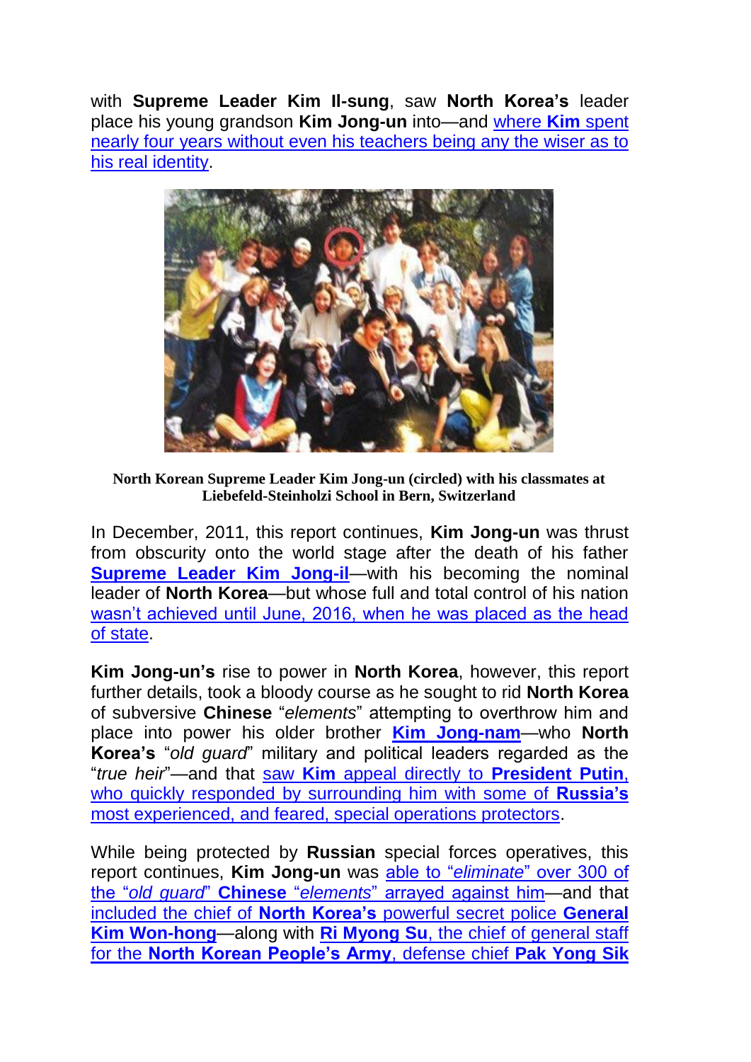with **Supreme Leader Kim Il-sung**, saw **North Korea's** leader place his young grandson **Kim Jong-un** into—and where **Kim** spent nearly four years without even his teachers being any the wiser as to his real identity.

**North Korean Supreme Leader Kim Jong-un (circled) with his classmates at Liebefeld-Steinholzi School in Bern, Switzerland**

In December, 2011, this report continues, **Kim Jong-un** was thrust from obscurity onto the world stage after the death of his father **Supreme Leader Kim Jong-il**—with his becoming the nominal leader of **North Korea**—but whose full and total control of his nation wasn't achieved until June, 2016, when he was placed as the head of state.

**Kim Jong-un's** rise to power in **North Korea**, however, this report further details, took a bloody course as he sought to rid **North Korea** of subversive **Chinese** "*elements*" attempting to overthrow him and place into power his older brother **Kim Jong-nam**—who **North Korea's** "*old guard*" military and political leaders regarded as the "*true heir*"—and that saw **Kim** appeal directly to **President Putin**, who quickly responded by surrounding him with some of **Russia's** most experienced, and feared, special operations protectors.

While being protected by **Russian** special forces operatives, this report continues, **Kim Jong-un** was able to "*eliminate*" over 300 of the "*old guard*" **Chinese** "*elements*" arrayed against him—and that included the chief of **North Korea's** powerful secret police **General Kim Won-hong**—along with **Ri Myong Su**, the chief of general staff for the **North Korean People's Army**, defense chief **Pak Yong Sik**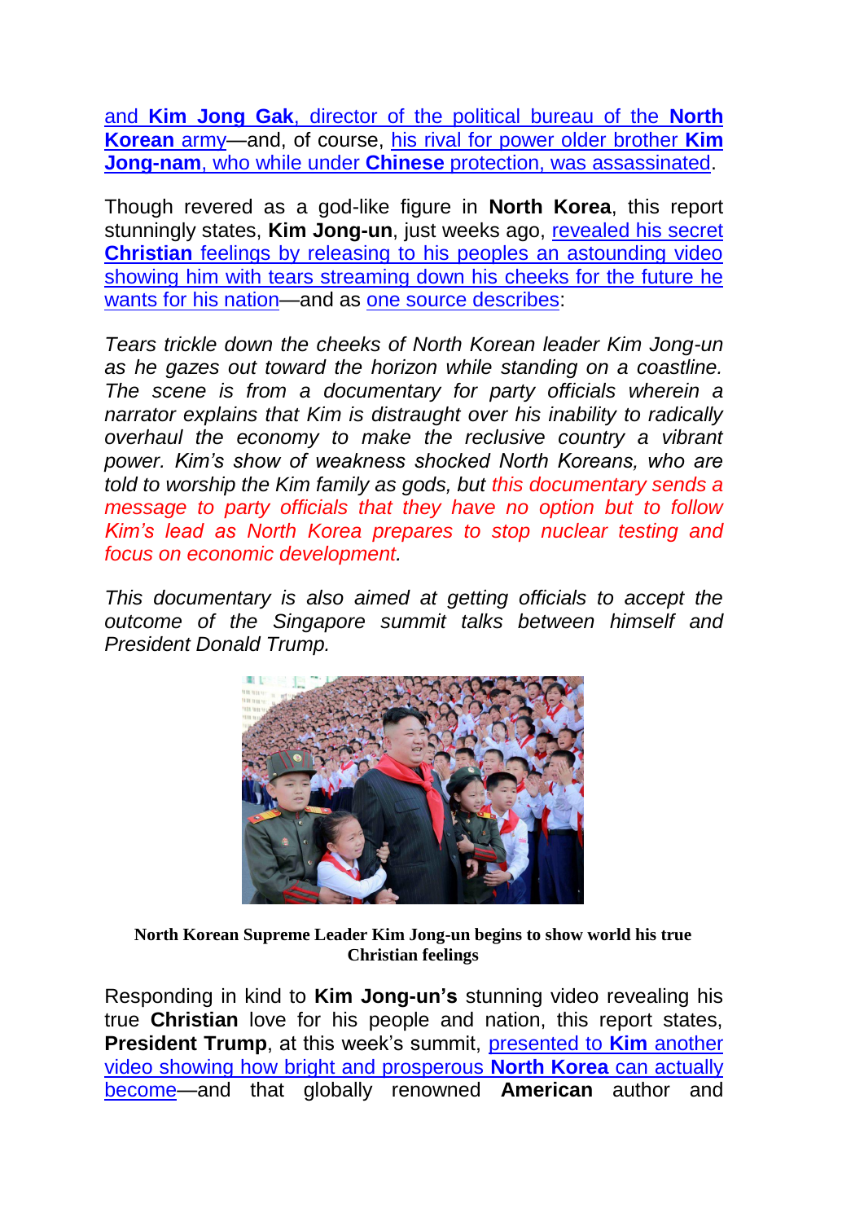and **Kim Jong Gak**, director of the political bureau of the **North Korean** army—and, of course, his rival for power older brother **Kim Jong-nam**, who while under **Chinese** protection, was assassinated.

Though revered as a god-like figure in **North Korea**, this report stunningly states, **Kim Jong-un**, just weeks ago, revealed his secret **Christian** feelings by releasing to his peoples an astounding video showing him with tears streaming down his cheeks for the future he wants for his nation—and as one source describes:

*Tears trickle down the cheeks of North Korean leader Kim Jong-un as he gazes out toward the horizon while standing on a coastline. The scene is from a documentary for party officials wherein a narrator explains that Kim is distraught over his inability to radically overhaul the economy to make the reclusive country a vibrant power. Kim's show of weakness shocked North Koreans, who are told to worship the Kim family as gods, but this documentary sends a message to party officials that they have no option but to follow Kim's lead as North Korea prepares to stop nuclear testing and focus on economic development.*

*This documentary is also aimed at getting officials to accept the outcome of the Singapore summit talks between himself and President Donald Trump.*

**North Korean Supreme Leader Kim Jong-un begins to show world his true Christian feelings**

Responding in kind to **Kim Jong-un's** stunning video revealing his true **Christian** love for his people and nation, this report states, **President Trump**, at this week's summit, presented to **Kim** another video showing how bright and prosperous **North Korea** can actually become—and that globally renowned **American** author and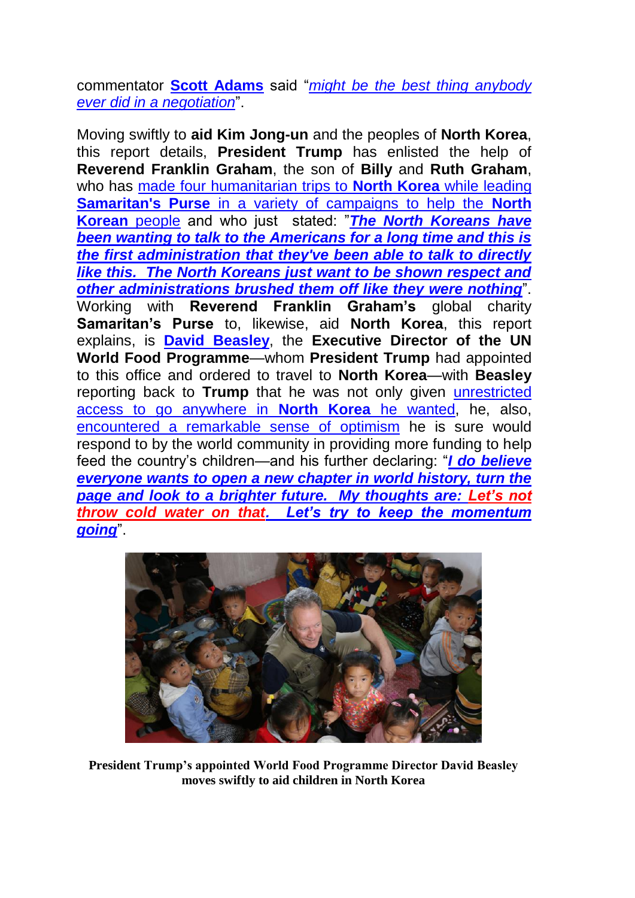commentator **Scott Adams** said "*might be the best thing anybody ever did in a negotiation*".

Moving swiftly to **aid Kim Jong-un** and the peoples of **North Korea**, this report details, **President Trump** has enlisted the help of **Reverend Franklin Graham**, the son of **Billy** and **Ruth Graham**, who has made four humanitarian trips to **North Korea** while leading **Samaritan's Purse** in a variety of campaigns to help the **North Korean** people and who just stated: "***The North Koreans have been wanting to talk to the Americans for a long time and this is the first administration that they've been able to talk to directly like this. The North Koreans just want to be shown respect and other administrations brushed them off like they were nothing***". Working with **Reverend Franklin Graham's** global charity **Samaritan's Purse** to, likewise, aid **North Korea**, this report explains, is **David Beasley**, the **Executive Director of the UN World Food Programme**—whom **President Trump** had appointed to this office and ordered to travel to **North Korea**—with **Beasley** reporting back to **Trump** that he was not only given unrestricted access to go anywhere in **North Korea** he wanted, he, also, encountered a remarkable sense of optimism he is sure would respond to by the world community in providing more funding to help feed the country's children—and his further declaring: "***I do believe everyone wants to open a new chapter in world history, turn the page and look to a brighter future. My thoughts are: Let's not throw cold water on that. Let's try to keep the momentum going***".

**President Trump's appointed World Food Programme Director David Beasley moves swiftly to aid children in North Korea**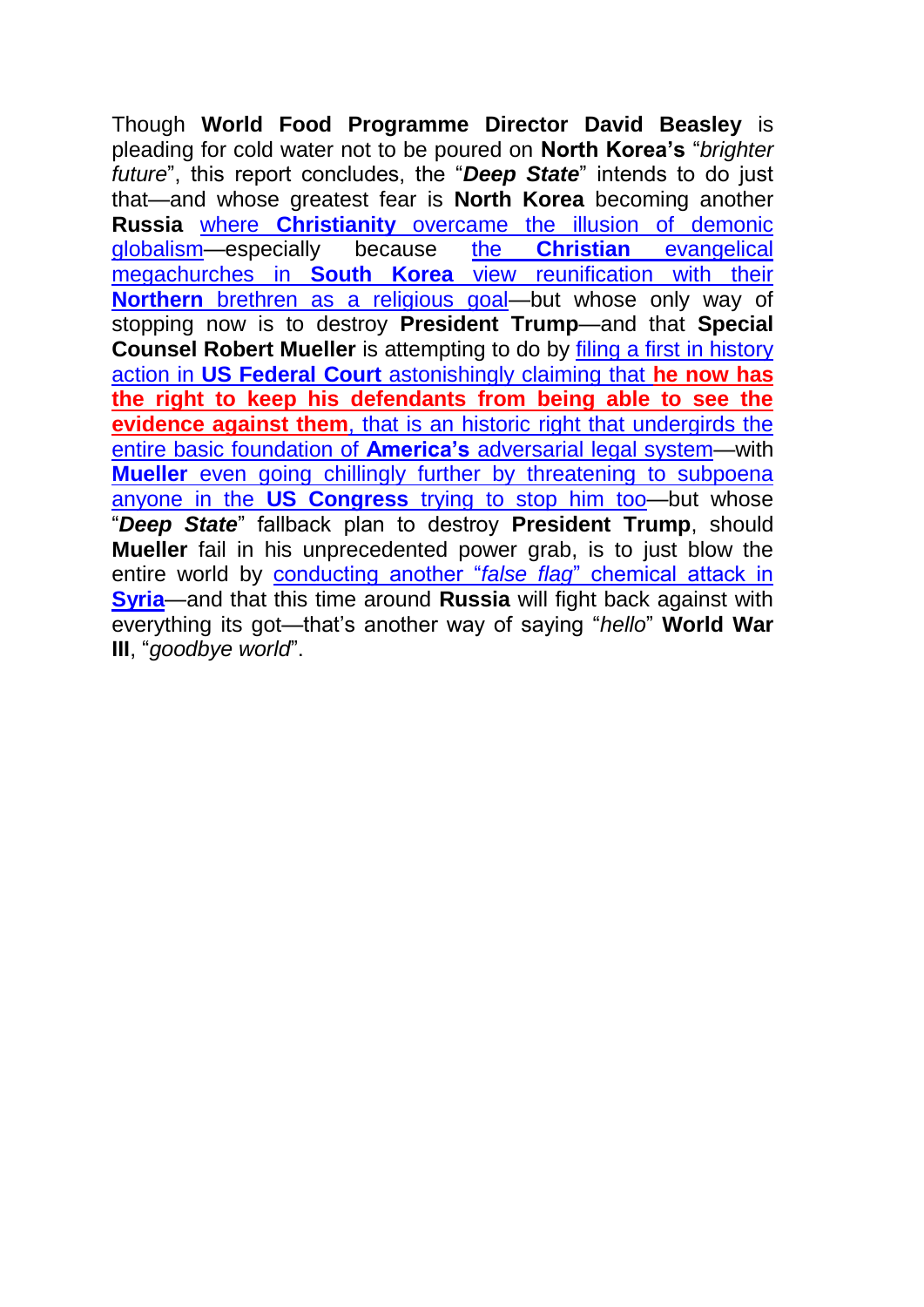Though **World Food Programme Director David Beasley** is pleading for cold water not to be poured on **North Korea's** "*brighter future*", this report concludes, the "***Deep State***" intends to do just that—and whose greatest fear is **North Korea** becoming another **Russia** where **Christianity** overcame the illusion of demonic globalism—especially because the **Christian** evangelical megachurches in **South Korea** view reunification with their **Northern** brethren as a religious goal—but whose only way of stopping now is to destroy **President Trump**—and that **Special Counsel Robert Mueller** is attempting to do by filing a first in history action in **US Federal Court** astonishingly claiming that **he now has the right to keep his defendants from being able to see the evidence against them**, that is an historic right that undergirds the entire basic foundation of **America's** adversarial legal system—with **Mueller** even going chillingly further by threatening to subpoena anyone in the **US Congress** trying to stop him too—but whose "***Deep State***" fallback plan to destroy **President Trump**, should **Mueller** fail in his unprecedented power grab, is to just blow the entire world by conducting another "*false flag*" chemical attack in **Syria**—and that this time around **Russia** will fight back against with everything its got—that's another way of saying "*hello*" **World War III**, "*goodbye world*".